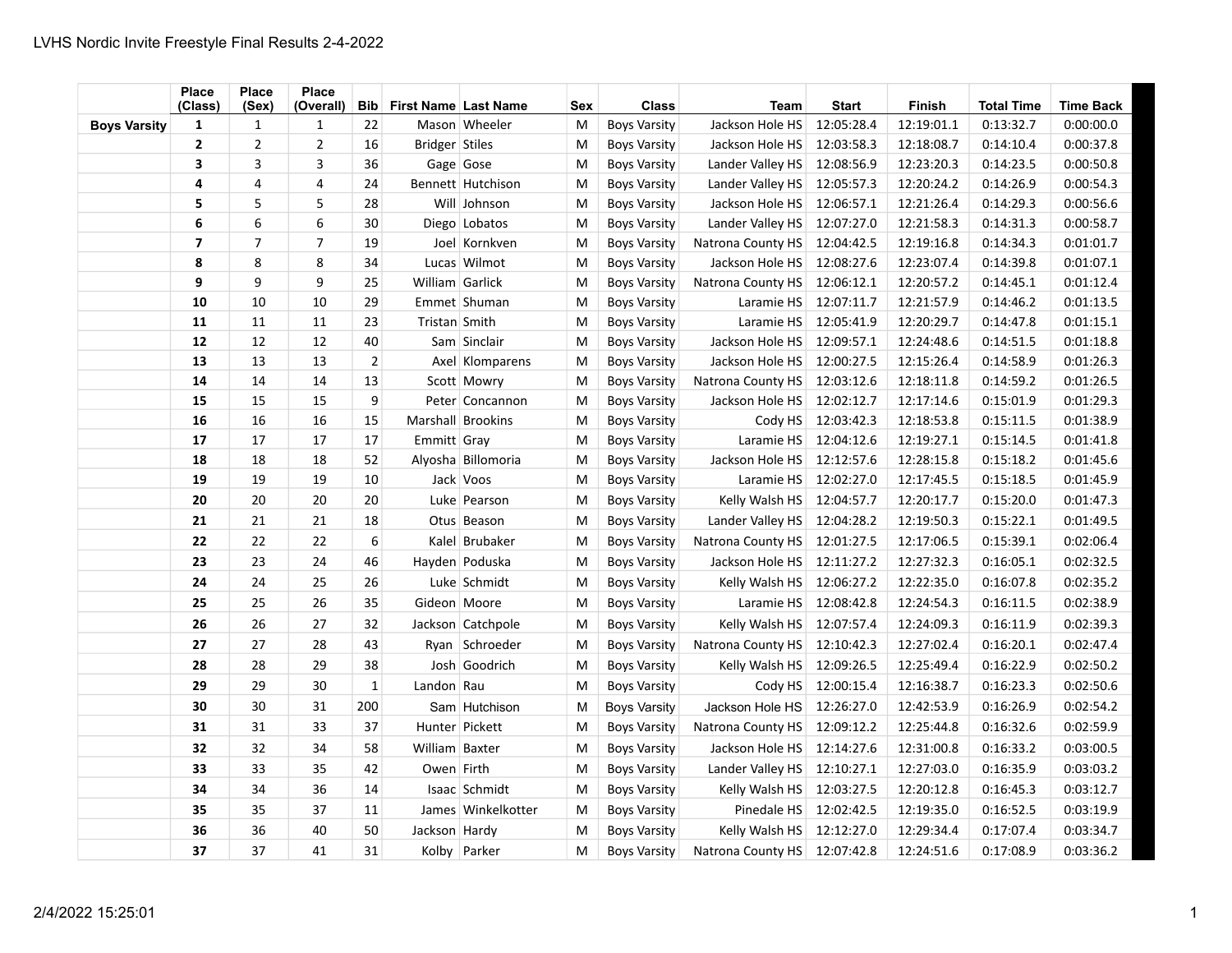# LVHS Nordic Invite Freestyle Final Results 2-4-2022

| | Place (Class) | Place (Sex) | Place (Overall) | Bib | First Name | Last Name | Sex | Class | Team | Start | Finish | Total Time | Time Back |
|---|---|---|---|---|---|---|---|---|---|---|---|---|---|
| **Boys Varsity** | **1** | 1 | 1 | 22 | Mason | Wheeler | M | Boys Varsity | Jackson Hole HS | 12:05:28.4 | 12:19:01.1 | 0:13:32.7 | 0:00:00.0 |
| | **2** | 2 | 2 | 16 | Bridger | Stiles | M | Boys Varsity | Jackson Hole HS | 12:03:58.3 | 12:18:08.7 | 0:14:10.4 | 0:00:37.8 |
| | **3** | 3 | 3 | 36 | Gage | Gose | M | Boys Varsity | Lander Valley HS | 12:08:56.9 | 12:23:20.3 | 0:14:23.5 | 0:00:50.8 |
| | **4** | 4 | 4 | 24 | Bennett | Hutchison | M | Boys Varsity | Lander Valley HS | 12:05:57.3 | 12:20:24.2 | 0:14:26.9 | 0:00:54.3 |
| | **5** | 5 | 5 | 28 | Will | Johnson | M | Boys Varsity | Jackson Hole HS | 12:06:57.1 | 12:21:26.4 | 0:14:29.3 | 0:00:56.6 |
| | **6** | 6 | 6 | 30 | Diego | Lobatos | M | Boys Varsity | Lander Valley HS | 12:07:27.0 | 12:21:58.3 | 0:14:31.3 | 0:00:58.7 |
| | **7** | 7 | 7 | 19 | Joel | Kornkven | M | Boys Varsity | Natrona County HS | 12:04:42.5 | 12:19:16.8 | 0:14:34.3 | 0:01:01.7 |
| | **8** | 8 | 8 | 34 | Lucas | Wilmot | M | Boys Varsity | Jackson Hole HS | 12:08:27.6 | 12:23:07.4 | 0:14:39.8 | 0:01:07.1 |
| | **9** | 9 | 9 | 25 | William | Garlick | M | Boys Varsity | Natrona County HS | 12:06:12.1 | 12:20:57.2 | 0:14:45.1 | 0:01:12.4 |
| | **10** | 10 | 10 | 29 | Emmet | Shuman | M | Boys Varsity | Laramie HS | 12:07:11.7 | 12:21:57.9 | 0:14:46.2 | 0:01:13.5 |
| | **11** | 11 | 11 | 23 | Tristan | Smith | M | Boys Varsity | Laramie HS | 12:05:41.9 | 12:20:29.7 | 0:14:47.8 | 0:01:15.1 |
| | **12** | 12 | 12 | 40 | Sam | Sinclair | M | Boys Varsity | Jackson Hole HS | 12:09:57.1 | 12:24:48.6 | 0:14:51.5 | 0:01:18.8 |
| | **13** | 13 | 13 | 2 | Axel | Klomparens | M | Boys Varsity | Jackson Hole HS | 12:00:27.5 | 12:15:26.4 | 0:14:58.9 | 0:01:26.3 |
| | **14** | 14 | 14 | 13 | Scott | Mowry | M | Boys Varsity | Natrona County HS | 12:03:12.6 | 12:18:11.8 | 0:14:59.2 | 0:01:26.5 |
| | **15** | 15 | 15 | 9 | Peter | Concannon | M | Boys Varsity | Jackson Hole HS | 12:02:12.7 | 12:17:14.6 | 0:15:01.9 | 0:01:29.3 |
| | **16** | 16 | 16 | 15 | Marshall | Brookins | M | Boys Varsity | Cody HS | 12:03:42.3 | 12:18:53.8 | 0:15:11.5 | 0:01:38.9 |
| | **17** | 17 | 17 | 17 | Emmitt | Gray | M | Boys Varsity | Laramie HS | 12:04:12.6 | 12:19:27.1 | 0:15:14.5 | 0:01:41.8 |
| | **18** | 18 | 18 | 52 | Alyosha | Billomoria | M | Boys Varsity | Jackson Hole HS | 12:12:57.6 | 12:28:15.8 | 0:15:18.2 | 0:01:45.6 |
| | **19** | 19 | 19 | 10 | Jack | Voos | M | Boys Varsity | Laramie HS | 12:02:27.0 | 12:17:45.5 | 0:15:18.5 | 0:01:45.9 |
| | **20** | 20 | 20 | 20 | Luke | Pearson | M | Boys Varsity | Kelly Walsh HS | 12:04:57.7 | 12:20:17.7 | 0:15:20.0 | 0:01:47.3 |
| | **21** | 21 | 21 | 18 | Otus | Beason | M | Boys Varsity | Lander Valley HS | 12:04:28.2 | 12:19:50.3 | 0:15:22.1 | 0:01:49.5 |
| | **22** | 22 | 22 | 6 | Kalel | Brubaker | M | Boys Varsity | Natrona County HS | 12:01:27.5 | 12:17:06.5 | 0:15:39.1 | 0:02:06.4 |
| | **23** | 23 | 24 | 46 | Hayden | Poduska | M | Boys Varsity | Jackson Hole HS | 12:11:27.2 | 12:27:32.3 | 0:16:05.1 | 0:02:32.5 |
| | **24** | 24 | 25 | 26 | Luke | Schmidt | M | Boys Varsity | Kelly Walsh HS | 12:06:27.2 | 12:22:35.0 | 0:16:07.8 | 0:02:35.2 |
| | **25** | 25 | 26 | 35 | Gideon | Moore | M | Boys Varsity | Laramie HS | 12:08:42.8 | 12:24:54.3 | 0:16:11.5 | 0:02:38.9 |
| | **26** | 26 | 27 | 32 | Jackson | Catchpole | M | Boys Varsity | Kelly Walsh HS | 12:07:57.4 | 12:24:09.3 | 0:16:11.9 | 0:02:39.3 |
| | **27** | 27 | 28 | 43 | Ryan | Schroeder | M | Boys Varsity | Natrona County HS | 12:10:42.3 | 12:27:02.4 | 0:16:20.1 | 0:02:47.4 |
| | **28** | 28 | 29 | 38 | Josh | Goodrich | M | Boys Varsity | Kelly Walsh HS | 12:09:26.5 | 12:25:49.4 | 0:16:22.9 | 0:02:50.2 |
| | **29** | 29 | 30 | 1 | Landon | Rau | M | Boys Varsity | Cody HS | 12:00:15.4 | 12:16:38.7 | 0:16:23.3 | 0:02:50.6 |
| | **30** | 30 | 31 | 200 | Sam | Hutchison | M | Boys Varsity | Jackson Hole HS | 12:26:27.0 | 12:42:53.9 | 0:16:26.9 | 0:02:54.2 |
| | **31** | 31 | 33 | 37 | Hunter | Pickett | M | Boys Varsity | Natrona County HS | 12:09:12.2 | 12:25:44.8 | 0:16:32.6 | 0:02:59.9 |
| | **32** | 32 | 34 | 58 | William | Baxter | M | Boys Varsity | Jackson Hole HS | 12:14:27.6 | 12:31:00.8 | 0:16:33.2 | 0:03:00.5 |
| | **33** | 33 | 35 | 42 | Owen | Firth | M | Boys Varsity | Lander Valley HS | 12:10:27.1 | 12:27:03.0 | 0:16:35.9 | 0:03:03.2 |
| | **34** | 34 | 36 | 14 | Isaac | Schmidt | M | Boys Varsity | Kelly Walsh HS | 12:03:27.5 | 12:20:12.8 | 0:16:45.3 | 0:03:12.7 |
| | **35** | 35 | 37 | 11 | James | Winkelkotter | M | Boys Varsity | Pinedale HS | 12:02:42.5 | 12:19:35.0 | 0:16:52.5 | 0:03:19.9 |
| | **36** | 36 | 40 | 50 | Jackson | Hardy | M | Boys Varsity | Kelly Walsh HS | 12:12:27.0 | 12:29:34.4 | 0:17:07.4 | 0:03:34.7 |
| | **37** | 37 | 41 | 31 | Kolby | Parker | M | Boys Varsity | Natrona County HS | 12:07:42.8 | 12:24:51.6 | 0:17:08.9 | 0:03:36.2 |

2/4/2022 15:25:01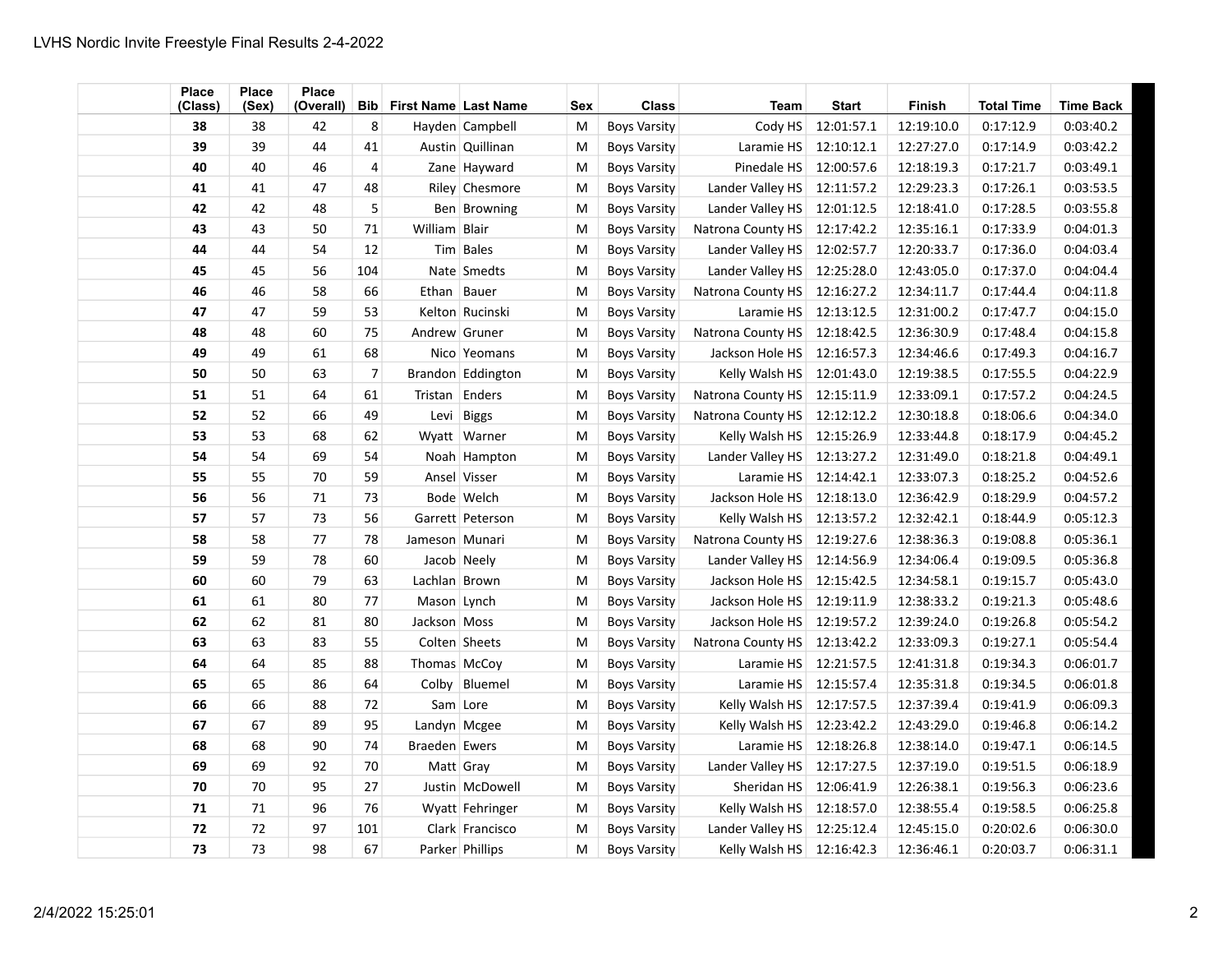| Place (Class) | Place (Sex) | Place (Overall) | Bib | First Name | Last Name | Sex | Class | Team | Start | Finish | Total Time | Time Back |
|---|---|---|---|---|---|---|---|---|---|---|---|---|
| **38** | 38 | 42 | 8 | Hayden | Campbell | M | Boys Varsity | Cody HS | 12:01:57.1 | 12:19:10.0 | 0:17:12.9 | 0:03:40.2 |
| **39** | 39 | 44 | 41 | Austin | Quillinan | M | Boys Varsity | Laramie HS | 12:10:12.1 | 12:27:27.0 | 0:17:14.9 | 0:03:42.2 |
| **40** | 40 | 46 | 4 | Zane | Hayward | M | Boys Varsity | Pinedale HS | 12:00:57.6 | 12:18:19.3 | 0:17:21.7 | 0:03:49.1 |
| **41** | 41 | 47 | 48 | Riley | Chesmore | M | Boys Varsity | Lander Valley HS | 12:11:57.2 | 12:29:23.3 | 0:17:26.1 | 0:03:53.5 |
| **42** | 42 | 48 | 5 | Ben | Browning | M | Boys Varsity | Lander Valley HS | 12:01:12.5 | 12:18:41.0 | 0:17:28.5 | 0:03:55.8 |
| **43** | 43 | 50 | 71 | William | Blair | M | Boys Varsity | Natrona County HS | 12:17:42.2 | 12:35:16.1 | 0:17:33.9 | 0:04:01.3 |
| **44** | 44 | 54 | 12 | Tim | Bales | M | Boys Varsity | Lander Valley HS | 12:02:57.7 | 12:20:33.7 | 0:17:36.0 | 0:04:03.4 |
| **45** | 45 | 56 | 104 | Nate | Smedts | M | Boys Varsity | Lander Valley HS | 12:25:28.0 | 12:43:05.0 | 0:17:37.0 | 0:04:04.4 |
| **46** | 46 | 58 | 66 | Ethan | Bauer | M | Boys Varsity | Natrona County HS | 12:16:27.2 | 12:34:11.7 | 0:17:44.4 | 0:04:11.8 |
| **47** | 47 | 59 | 53 | Kelton | Rucinski | M | Boys Varsity | Laramie HS | 12:13:12.5 | 12:31:00.2 | 0:17:47.7 | 0:04:15.0 |
| **48** | 48 | 60 | 75 | Andrew | Gruner | M | Boys Varsity | Natrona County HS | 12:18:42.5 | 12:36:30.9 | 0:17:48.4 | 0:04:15.8 |
| **49** | 49 | 61 | 68 | Nico | Yeomans | M | Boys Varsity | Jackson Hole HS | 12:16:57.3 | 12:34:46.6 | 0:17:49.3 | 0:04:16.7 |
| **50** | 50 | 63 | 7 | Brandon | Eddington | M | Boys Varsity | Kelly Walsh HS | 12:01:43.0 | 12:19:38.5 | 0:17:55.5 | 0:04:22.9 |
| **51** | 51 | 64 | 61 | Tristan | Enders | M | Boys Varsity | Natrona County HS | 12:15:11.9 | 12:33:09.1 | 0:17:57.2 | 0:04:24.5 |
| **52** | 52 | 66 | 49 | Levi | Biggs | M | Boys Varsity | Natrona County HS | 12:12:12.2 | 12:30:18.8 | 0:18:06.6 | 0:04:34.0 |
| **53** | 53 | 68 | 62 | Wyatt | Warner | M | Boys Varsity | Kelly Walsh HS | 12:15:26.9 | 12:33:44.8 | 0:18:17.9 | 0:04:45.2 |
| **54** | 54 | 69 | 54 | Noah | Hampton | M | Boys Varsity | Lander Valley HS | 12:13:27.2 | 12:31:49.0 | 0:18:21.8 | 0:04:49.1 |
| **55** | 55 | 70 | 59 | Ansel | Visser | M | Boys Varsity | Laramie HS | 12:14:42.1 | 12:33:07.3 | 0:18:25.2 | 0:04:52.6 |
| **56** | 56 | 71 | 73 | Bode | Welch | M | Boys Varsity | Jackson Hole HS | 12:18:13.0 | 12:36:42.9 | 0:18:29.9 | 0:04:57.2 |
| **57** | 57 | 73 | 56 | Garrett | Peterson | M | Boys Varsity | Kelly Walsh HS | 12:13:57.2 | 12:32:42.1 | 0:18:44.9 | 0:05:12.3 |
| **58** | 58 | 77 | 78 | Jameson | Munari | M | Boys Varsity | Natrona County HS | 12:19:27.6 | 12:38:36.3 | 0:19:08.8 | 0:05:36.1 |
| **59** | 59 | 78 | 60 | Jacob | Neely | M | Boys Varsity | Lander Valley HS | 12:14:56.9 | 12:34:06.4 | 0:19:09.5 | 0:05:36.8 |
| **60** | 60 | 79 | 63 | Lachlan | Brown | M | Boys Varsity | Jackson Hole HS | 12:15:42.5 | 12:34:58.1 | 0:19:15.7 | 0:05:43.0 |
| **61** | 61 | 80 | 77 | Mason | Lynch | M | Boys Varsity | Jackson Hole HS | 12:19:11.9 | 12:38:33.2 | 0:19:21.3 | 0:05:48.6 |
| **62** | 62 | 81 | 80 | Jackson | Moss | M | Boys Varsity | Jackson Hole HS | 12:19:57.2 | 12:39:24.0 | 0:19:26.8 | 0:05:54.2 |
| **63** | 63 | 83 | 55 | Colten | Sheets | M | Boys Varsity | Natrona County HS | 12:13:42.2 | 12:33:09.3 | 0:19:27.1 | 0:05:54.4 |
| **64** | 64 | 85 | 88 | Thomas | McCoy | M | Boys Varsity | Laramie HS | 12:21:57.5 | 12:41:31.8 | 0:19:34.3 | 0:06:01.7 |
| **65** | 65 | 86 | 64 | Colby | Bluemel | M | Boys Varsity | Laramie HS | 12:15:57.4 | 12:35:31.8 | 0:19:34.5 | 0:06:01.8 |
| **66** | 66 | 88 | 72 | Sam | Lore | M | Boys Varsity | Kelly Walsh HS | 12:17:57.5 | 12:37:39.4 | 0:19:41.9 | 0:06:09.3 |
| **67** | 67 | 89 | 95 | Landyn | Mcgee | M | Boys Varsity | Kelly Walsh HS | 12:23:42.2 | 12:43:29.0 | 0:19:46.8 | 0:06:14.2 |
| **68** | 68 | 90 | 74 | Braeden | Ewers | M | Boys Varsity | Laramie HS | 12:18:26.8 | 12:38:14.0 | 0:19:47.1 | 0:06:14.5 |
| **69** | 69 | 92 | 70 | Matt | Gray | M | Boys Varsity | Lander Valley HS | 12:17:27.5 | 12:37:19.0 | 0:19:51.5 | 0:06:18.9 |
| **70** | 70 | 95 | 27 | Justin | McDowell | M | Boys Varsity | Sheridan HS | 12:06:41.9 | 12:26:38.1 | 0:19:56.3 | 0:06:23.6 |
| **71** | 71 | 96 | 76 | Wyatt | Fehringer | M | Boys Varsity | Kelly Walsh HS | 12:18:57.0 | 12:38:55.4 | 0:19:58.5 | 0:06:25.8 |
| **72** | 72 | 97 | 101 | Clark | Francisco | M | Boys Varsity | Lander Valley HS | 12:25:12.4 | 12:45:15.0 | 0:20:02.6 | 0:06:30.0 |
| **73** | 73 | 98 | 67 | Parker | Phillips | M | Boys Varsity | Kelly Walsh HS | 12:16:42.3 | 12:36:46.1 | 0:20:03.7 | 0:06:31.1 |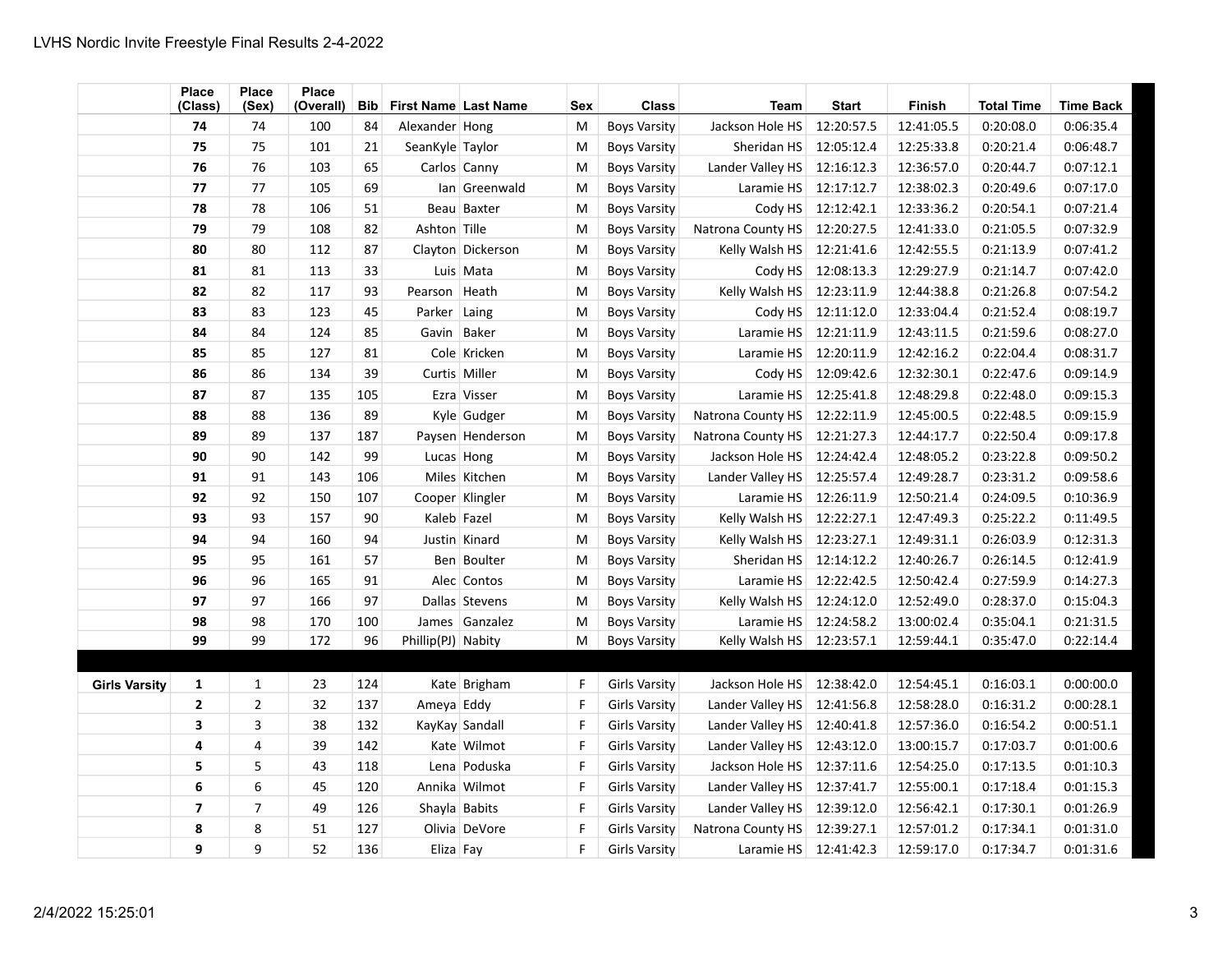# LVHS Nordic Invite Freestyle Final Results 2-4-2022

| | Place (Class) | Place (Sex) | Place (Overall) | Bib | First Name | Last Name | Sex | Class | Team | Start | Finish | Total Time | Time Back |
|---|---|---|---|---|---|---|---|---|---|---|---|---|---|
| | **74** | 74 | 100 | 84 | Alexander | Hong | M | Boys Varsity | Jackson Hole HS | 12:20:57.5 | 12:41:05.5 | 0:20:08.0 | 0:06:35.4 |
| | **75** | 75 | 101 | 21 | SeanKyle | Taylor | M | Boys Varsity | Sheridan HS | 12:05:12.4 | 12:25:33.8 | 0:20:21.4 | 0:06:48.7 |
| | **76** | 76 | 103 | 65 | Carlos | Canny | M | Boys Varsity | Lander Valley HS | 12:16:12.3 | 12:36:57.0 | 0:20:44.7 | 0:07:12.1 |
| | **77** | 77 | 105 | 69 | Ian | Greenwald | M | Boys Varsity | Laramie HS | 12:17:12.7 | 12:38:02.3 | 0:20:49.6 | 0:07:17.0 |
| | **78** | 78 | 106 | 51 | Beau | Baxter | M | Boys Varsity | Cody HS | 12:12:42.1 | 12:33:36.2 | 0:20:54.1 | 0:07:21.4 |
| | **79** | 79 | 108 | 82 | Ashton | Tille | M | Boys Varsity | Natrona County HS | 12:20:27.5 | 12:41:33.0 | 0:21:05.5 | 0:07:32.9 |
| | **80** | 80 | 112 | 87 | Clayton | Dickerson | M | Boys Varsity | Kelly Walsh HS | 12:21:41.6 | 12:42:55.5 | 0:21:13.9 | 0:07:41.2 |
| | **81** | 81 | 113 | 33 | Luis | Mata | M | Boys Varsity | Cody HS | 12:08:13.3 | 12:29:27.9 | 0:21:14.7 | 0:07:42.0 |
| | **82** | 82 | 117 | 93 | Pearson | Heath | M | Boys Varsity | Kelly Walsh HS | 12:23:11.9 | 12:44:38.8 | 0:21:26.8 | 0:07:54.2 |
| | **83** | 83 | 123 | 45 | Parker | Laing | M | Boys Varsity | Cody HS | 12:11:12.0 | 12:33:04.4 | 0:21:52.4 | 0:08:19.7 |
| | **84** | 84 | 124 | 85 | Gavin | Baker | M | Boys Varsity | Laramie HS | 12:21:11.9 | 12:43:11.5 | 0:21:59.6 | 0:08:27.0 |
| | **85** | 85 | 127 | 81 | Cole | Kricken | M | Boys Varsity | Laramie HS | 12:20:11.9 | 12:42:16.2 | 0:22:04.4 | 0:08:31.7 |
| | **86** | 86 | 134 | 39 | Curtis | Miller | M | Boys Varsity | Cody HS | 12:09:42.6 | 12:32:30.1 | 0:22:47.6 | 0:09:14.9 |
| | **87** | 87 | 135 | 105 | Ezra | Visser | M | Boys Varsity | Laramie HS | 12:25:41.8 | 12:48:29.8 | 0:22:48.0 | 0:09:15.3 |
| | **88** | 88 | 136 | 89 | Kyle | Gudger | M | Boys Varsity | Natrona County HS | 12:22:11.9 | 12:45:00.5 | 0:22:48.5 | 0:09:15.9 |
| | **89** | 89 | 137 | 187 | Paysen | Henderson | M | Boys Varsity | Natrona County HS | 12:21:27.3 | 12:44:17.7 | 0:22:50.4 | 0:09:17.8 |
| | **90** | 90 | 142 | 99 | Lucas | Hong | M | Boys Varsity | Jackson Hole HS | 12:24:42.4 | 12:48:05.2 | 0:23:22.8 | 0:09:50.2 |
| | **91** | 91 | 143 | 106 | Miles | Kitchen | M | Boys Varsity | Lander Valley HS | 12:25:57.4 | 12:49:28.7 | 0:23:31.2 | 0:09:58.6 |
| | **92** | 92 | 150 | 107 | Cooper | Klingler | M | Boys Varsity | Laramie HS | 12:26:11.9 | 12:50:21.4 | 0:24:09.5 | 0:10:36.9 |
| | **93** | 93 | 157 | 90 | Kaleb | Fazel | M | Boys Varsity | Kelly Walsh HS | 12:22:27.1 | 12:47:49.3 | 0:25:22.2 | 0:11:49.5 |
| | **94** | 94 | 160 | 94 | Justin | Kinard | M | Boys Varsity | Kelly Walsh HS | 12:23:27.1 | 12:49:31.1 | 0:26:03.9 | 0:12:31.3 |
| | **95** | 95 | 161 | 57 | Ben | Boulter | M | Boys Varsity | Sheridan HS | 12:14:12.2 | 12:40:26.7 | 0:26:14.5 | 0:12:41.9 |
| | **96** | 96 | 165 | 91 | Alec | Contos | M | Boys Varsity | Laramie HS | 12:22:42.5 | 12:50:42.4 | 0:27:59.9 | 0:14:27.3 |
| | **97** | 97 | 166 | 97 | Dallas | Stevens | M | Boys Varsity | Kelly Walsh HS | 12:24:12.0 | 12:52:49.0 | 0:28:37.0 | 0:15:04.3 |
| | **98** | 98 | 170 | 100 | James | Ganzalez | M | Boys Varsity | Laramie HS | 12:24:58.2 | 13:00:02.4 | 0:35:04.1 | 0:21:31.5 |
| | **99** | 99 | 172 | 96 | Phillip(PJ) | Nabity | M | Boys Varsity | Kelly Walsh HS | 12:23:57.1 | 12:59:44.1 | 0:35:47.0 | 0:22:14.4 |
| | | | | | | | | | | | | | |
| **Girls Varsity** | **1** | 1 | 23 | 124 | Kate | Brigham | F | Girls Varsity | Jackson Hole HS | 12:38:42.0 | 12:54:45.1 | 0:16:03.1 | 0:00:00.0 |
| | **2** | 2 | 32 | 137 | Ameya | Eddy | F | Girls Varsity | Lander Valley HS | 12:41:56.8 | 12:58:28.0 | 0:16:31.2 | 0:00:28.1 |
| | **3** | 3 | 38 | 132 | KayKay | Sandall | F | Girls Varsity | Lander Valley HS | 12:40:41.8 | 12:57:36.0 | 0:16:54.2 | 0:00:51.1 |
| | **4** | 4 | 39 | 142 | Kate | Wilmot | F | Girls Varsity | Lander Valley HS | 12:43:12.0 | 13:00:15.7 | 0:17:03.7 | 0:01:00.6 |
| | **5** | 5 | 43 | 118 | Lena | Poduska | F | Girls Varsity | Jackson Hole HS | 12:37:11.6 | 12:54:25.0 | 0:17:13.5 | 0:01:10.3 |
| | **6** | 6 | 45 | 120 | Annika | Wilmot | F | Girls Varsity | Lander Valley HS | 12:37:41.7 | 12:55:00.1 | 0:17:18.4 | 0:01:15.3 |
| | **7** | 7 | 49 | 126 | Shayla | Babits | F | Girls Varsity | Lander Valley HS | 12:39:12.0 | 12:56:42.1 | 0:17:30.1 | 0:01:26.9 |
| | **8** | 8 | 51 | 127 | Olivia | DeVore | F | Girls Varsity | Natrona County HS | 12:39:27.1 | 12:57:01.2 | 0:17:34.1 | 0:01:31.0 |
| | **9** | 9 | 52 | 136 | Eliza | Fay | F | Girls Varsity | Laramie HS | 12:41:42.3 | 12:59:17.0 | 0:17:34.7 | 0:01:31.6 |

2/4/2022 15:25:01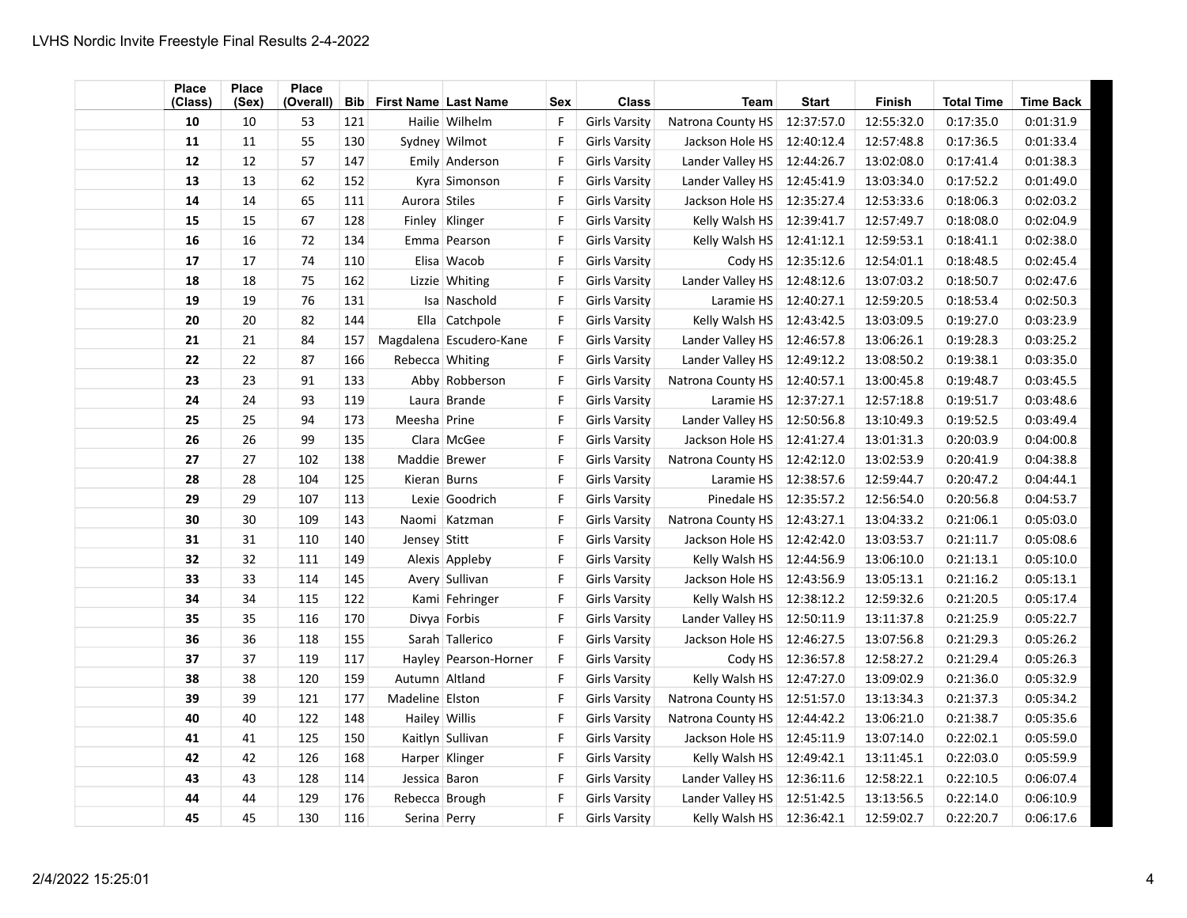LVHS Nordic Invite Freestyle Final Results 2-4-2022

| Place (Class) | Place (Sex) | Place (Overall) | Bib | First Name | Last Name | Sex | Class | Team | Start | Finish | Total Time | Time Back |
|---|---|---|---|---|---|---|---|---|---|---|---|---|
| **10** | 10 | 53 | 121 | Hailie | Wilhelm | F | Girls Varsity | Natrona County HS | 12:37:57.0 | 12:55:32.0 | 0:17:35.0 | 0:01:31.9 |
| **11** | 11 | 55 | 130 | Sydney | Wilmot | F | Girls Varsity | Jackson Hole HS | 12:40:12.4 | 12:57:48.8 | 0:17:36.5 | 0:01:33.4 |
| **12** | 12 | 57 | 147 | Emily | Anderson | F | Girls Varsity | Lander Valley HS | 12:44:26.7 | 13:02:08.0 | 0:17:41.4 | 0:01:38.3 |
| **13** | 13 | 62 | 152 | Kyra | Simonson | F | Girls Varsity | Lander Valley HS | 12:45:41.9 | 13:03:34.0 | 0:17:52.2 | 0:01:49.0 |
| **14** | 14 | 65 | 111 | Aurora | Stiles | F | Girls Varsity | Jackson Hole HS | 12:35:27.4 | 12:53:33.6 | 0:18:06.3 | 0:02:03.2 |
| **15** | 15 | 67 | 128 | Finley | Klinger | F | Girls Varsity | Kelly Walsh HS | 12:39:41.7 | 12:57:49.7 | 0:18:08.0 | 0:02:04.9 |
| **16** | 16 | 72 | 134 | Emma | Pearson | F | Girls Varsity | Kelly Walsh HS | 12:41:12.1 | 12:59:53.1 | 0:18:41.1 | 0:02:38.0 |
| **17** | 17 | 74 | 110 | Elisa | Wacob | F | Girls Varsity | Cody HS | 12:35:12.6 | 12:54:01.1 | 0:18:48.5 | 0:02:45.4 |
| **18** | 18 | 75 | 162 | Lizzie | Whiting | F | Girls Varsity | Lander Valley HS | 12:48:12.6 | 13:07:03.2 | 0:18:50.7 | 0:02:47.6 |
| **19** | 19 | 76 | 131 | Isa | Naschold | F | Girls Varsity | Laramie HS | 12:40:27.1 | 12:59:20.5 | 0:18:53.4 | 0:02:50.3 |
| **20** | 20 | 82 | 144 | Ella | Catchpole | F | Girls Varsity | Kelly Walsh HS | 12:43:42.5 | 13:03:09.5 | 0:19:27.0 | 0:03:23.9 |
| **21** | 21 | 84 | 157 | Magdalena | Escudero-Kane | F | Girls Varsity | Lander Valley HS | 12:46:57.8 | 13:06:26.1 | 0:19:28.3 | 0:03:25.2 |
| **22** | 22 | 87 | 166 | Rebecca | Whiting | F | Girls Varsity | Lander Valley HS | 12:49:12.2 | 13:08:50.2 | 0:19:38.1 | 0:03:35.0 |
| **23** | 23 | 91 | 133 | Abby | Robberson | F | Girls Varsity | Natrona County HS | 12:40:57.1 | 13:00:45.8 | 0:19:48.7 | 0:03:45.5 |
| **24** | 24 | 93 | 119 | Laura | Brande | F | Girls Varsity | Laramie HS | 12:37:27.1 | 12:57:18.8 | 0:19:51.7 | 0:03:48.6 |
| **25** | 25 | 94 | 173 | Meesha | Prine | F | Girls Varsity | Lander Valley HS | 12:50:56.8 | 13:10:49.3 | 0:19:52.5 | 0:03:49.4 |
| **26** | 26 | 99 | 135 | Clara | McGee | F | Girls Varsity | Jackson Hole HS | 12:41:27.4 | 13:01:31.3 | 0:20:03.9 | 0:04:00.8 |
| **27** | 27 | 102 | 138 | Maddie | Brewer | F | Girls Varsity | Natrona County HS | 12:42:12.0 | 13:02:53.9 | 0:20:41.9 | 0:04:38.8 |
| **28** | 28 | 104 | 125 | Kieran | Burns | F | Girls Varsity | Laramie HS | 12:38:57.6 | 12:59:44.7 | 0:20:47.2 | 0:04:44.1 |
| **29** | 29 | 107 | 113 | Lexie | Goodrich | F | Girls Varsity | Pinedale HS | 12:35:57.2 | 12:56:54.0 | 0:20:56.8 | 0:04:53.7 |
| **30** | 30 | 109 | 143 | Naomi | Katzman | F | Girls Varsity | Natrona County HS | 12:43:27.1 | 13:04:33.2 | 0:21:06.1 | 0:05:03.0 |
| **31** | 31 | 110 | 140 | Jensey | Stitt | F | Girls Varsity | Jackson Hole HS | 12:42:42.0 | 13:03:53.7 | 0:21:11.7 | 0:05:08.6 |
| **32** | 32 | 111 | 149 | Alexis | Appleby | F | Girls Varsity | Kelly Walsh HS | 12:44:56.9 | 13:06:10.0 | 0:21:13.1 | 0:05:10.0 |
| **33** | 33 | 114 | 145 | Avery | Sullivan | F | Girls Varsity | Jackson Hole HS | 12:43:56.9 | 13:05:13.1 | 0:21:16.2 | 0:05:13.1 |
| **34** | 34 | 115 | 122 | Kami | Fehringer | F | Girls Varsity | Kelly Walsh HS | 12:38:12.2 | 12:59:32.6 | 0:21:20.5 | 0:05:17.4 |
| **35** | 35 | 116 | 170 | Divya | Forbis | F | Girls Varsity | Lander Valley HS | 12:50:11.9 | 13:11:37.8 | 0:21:25.9 | 0:05:22.7 |
| **36** | 36 | 118 | 155 | Sarah | Tallerico | F | Girls Varsity | Jackson Hole HS | 12:46:27.5 | 13:07:56.8 | 0:21:29.3 | 0:05:26.2 |
| **37** | 37 | 119 | 117 | Hayley | Pearson-Horner | F | Girls Varsity | Cody HS | 12:36:57.8 | 12:58:27.2 | 0:21:29.4 | 0:05:26.3 |
| **38** | 38 | 120 | 159 | Autumn | Altland | F | Girls Varsity | Kelly Walsh HS | 12:47:27.0 | 13:09:02.9 | 0:21:36.0 | 0:05:32.9 |
| **39** | 39 | 121 | 177 | Madeline | Elston | F | Girls Varsity | Natrona County HS | 12:51:57.0 | 13:13:34.3 | 0:21:37.3 | 0:05:34.2 |
| **40** | 40 | 122 | 148 | Hailey | Willis | F | Girls Varsity | Natrona County HS | 12:44:42.2 | 13:06:21.0 | 0:21:38.7 | 0:05:35.6 |
| **41** | 41 | 125 | 150 | Kaitlyn | Sullivan | F | Girls Varsity | Jackson Hole HS | 12:45:11.9 | 13:07:14.0 | 0:22:02.1 | 0:05:59.0 |
| **42** | 42 | 126 | 168 | Harper | Klinger | F | Girls Varsity | Kelly Walsh HS | 12:49:42.1 | 13:11:45.1 | 0:22:03.0 | 0:05:59.9 |
| **43** | 43 | 128 | 114 | Jessica | Baron | F | Girls Varsity | Lander Valley HS | 12:36:11.6 | 12:58:22.1 | 0:22:10.5 | 0:06:07.4 |
| **44** | 44 | 129 | 176 | Rebecca | Brough | F | Girls Varsity | Lander Valley HS | 12:51:42.5 | 13:13:56.5 | 0:22:14.0 | 0:06:10.9 |
| **45** | 45 | 130 | 116 | Serina | Perry | F | Girls Varsity | Kelly Walsh HS | 12:36:42.1 | 12:59:02.7 | 0:22:20.7 | 0:06:17.6 |

2/4/2022 15:25:01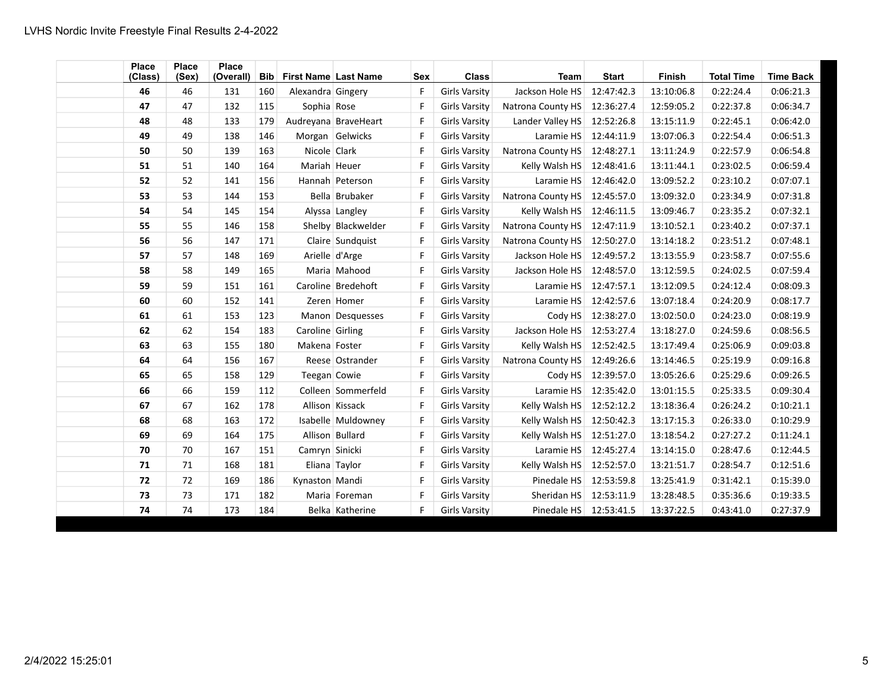LVHS Nordic Invite Freestyle Final Results 2-4-2022

| Place (Class) | Place (Sex) | Place (Overall) | Bib | First Name | Last Name | Sex | Class | Team | Start | Finish | Total Time | Time Back |
|---|---|---|---|---|---|---|---|---|---|---|---|---|
| **46** | 46 | 131 | 160 | Alexandra | Gingery | F | Girls Varsity | Jackson Hole HS | 12:47:42.3 | 13:10:06.8 | 0:22:24.4 | 0:06:21.3 |
| **47** | 47 | 132 | 115 | Sophia | Rose | F | Girls Varsity | Natrona County HS | 12:36:27.4 | 12:59:05.2 | 0:22:37.8 | 0:06:34.7 |
| **48** | 48 | 133 | 179 | Audreyana | BraveHeart | F | Girls Varsity | Lander Valley HS | 12:52:26.8 | 13:15:11.9 | 0:22:45.1 | 0:06:42.0 |
| **49** | 49 | 138 | 146 | Morgan | Gelwicks | F | Girls Varsity | Laramie HS | 12:44:11.9 | 13:07:06.3 | 0:22:54.4 | 0:06:51.3 |
| **50** | 50 | 139 | 163 | Nicole | Clark | F | Girls Varsity | Natrona County HS | 12:48:27.1 | 13:11:24.9 | 0:22:57.9 | 0:06:54.8 |
| **51** | 51 | 140 | 164 | Mariah | Heuer | F | Girls Varsity | Kelly Walsh HS | 12:48:41.6 | 13:11:44.1 | 0:23:02.5 | 0:06:59.4 |
| **52** | 52 | 141 | 156 | Hannah | Peterson | F | Girls Varsity | Laramie HS | 12:46:42.0 | 13:09:52.2 | 0:23:10.2 | 0:07:07.1 |
| **53** | 53 | 144 | 153 | Bella | Brubaker | F | Girls Varsity | Natrona County HS | 12:45:57.0 | 13:09:32.0 | 0:23:34.9 | 0:07:31.8 |
| **54** | 54 | 145 | 154 | Alyssa | Langley | F | Girls Varsity | Kelly Walsh HS | 12:46:11.5 | 13:09:46.7 | 0:23:35.2 | 0:07:32.1 |
| **55** | 55 | 146 | 158 | Shelby | Blackwelder | F | Girls Varsity | Natrona County HS | 12:47:11.9 | 13:10:52.1 | 0:23:40.2 | 0:07:37.1 |
| **56** | 56 | 147 | 171 | Claire | Sundquist | F | Girls Varsity | Natrona County HS | 12:50:27.0 | 13:14:18.2 | 0:23:51.2 | 0:07:48.1 |
| **57** | 57 | 148 | 169 | Arielle | d'Arge | F | Girls Varsity | Jackson Hole HS | 12:49:57.2 | 13:13:55.9 | 0:23:58.7 | 0:07:55.6 |
| **58** | 58 | 149 | 165 | Maria | Mahood | F | Girls Varsity | Jackson Hole HS | 12:48:57.0 | 13:12:59.5 | 0:24:02.5 | 0:07:59.4 |
| **59** | 59 | 151 | 161 | Caroline | Bredehoft | F | Girls Varsity | Laramie HS | 12:47:57.1 | 13:12:09.5 | 0:24:12.4 | 0:08:09.3 |
| **60** | 60 | 152 | 141 | Zeren | Homer | F | Girls Varsity | Laramie HS | 12:42:57.6 | 13:07:18.4 | 0:24:20.9 | 0:08:17.7 |
| **61** | 61 | 153 | 123 | Manon | Desquesses | F | Girls Varsity | Cody HS | 12:38:27.0 | 13:02:50.0 | 0:24:23.0 | 0:08:19.9 |
| **62** | 62 | 154 | 183 | Caroline | Girling | F | Girls Varsity | Jackson Hole HS | 12:53:27.4 | 13:18:27.0 | 0:24:59.6 | 0:08:56.5 |
| **63** | 63 | 155 | 180 | Makena | Foster | F | Girls Varsity | Kelly Walsh HS | 12:52:42.5 | 13:17:49.4 | 0:25:06.9 | 0:09:03.8 |
| **64** | 64 | 156 | 167 | Reese | Ostrander | F | Girls Varsity | Natrona County HS | 12:49:26.6 | 13:14:46.5 | 0:25:19.9 | 0:09:16.8 |
| **65** | 65 | 158 | 129 | Teegan | Cowie | F | Girls Varsity | Cody HS | 12:39:57.0 | 13:05:26.6 | 0:25:29.6 | 0:09:26.5 |
| **66** | 66 | 159 | 112 | Colleen | Sommerfeld | F | Girls Varsity | Laramie HS | 12:35:42.0 | 13:01:15.5 | 0:25:33.5 | 0:09:30.4 |
| **67** | 67 | 162 | 178 | Allison | Kissack | F | Girls Varsity | Kelly Walsh HS | 12:52:12.2 | 13:18:36.4 | 0:26:24.2 | 0:10:21.1 |
| **68** | 68 | 163 | 172 | Isabelle | Muldowney | F | Girls Varsity | Kelly Walsh HS | 12:50:42.3 | 13:17:15.3 | 0:26:33.0 | 0:10:29.9 |
| **69** | 69 | 164 | 175 | Allison | Bullard | F | Girls Varsity | Kelly Walsh HS | 12:51:27.0 | 13:18:54.2 | 0:27:27.2 | 0:11:24.1 |
| **70** | 70 | 167 | 151 | Camryn | Sinicki | F | Girls Varsity | Laramie HS | 12:45:27.4 | 13:14:15.0 | 0:28:47.6 | 0:12:44.5 |
| **71** | 71 | 168 | 181 | Eliana | Taylor | F | Girls Varsity | Kelly Walsh HS | 12:52:57.0 | 13:21:51.7 | 0:28:54.7 | 0:12:51.6 |
| **72** | 72 | 169 | 186 | Kynaston | Mandi | F | Girls Varsity | Pinedale HS | 12:53:59.8 | 13:25:41.9 | 0:31:42.1 | 0:15:39.0 |
| **73** | 73 | 171 | 182 | Maria | Foreman | F | Girls Varsity | Sheridan HS | 12:53:11.9 | 13:28:48.5 | 0:35:36.6 | 0:19:33.5 |
| **74** | 74 | 173 | 184 | Belka | Katherine | F | Girls Varsity | Pinedale HS | 12:53:41.5 | 13:37:22.5 | 0:43:41.0 | 0:27:37.9 |

2/4/2022 15:25:01